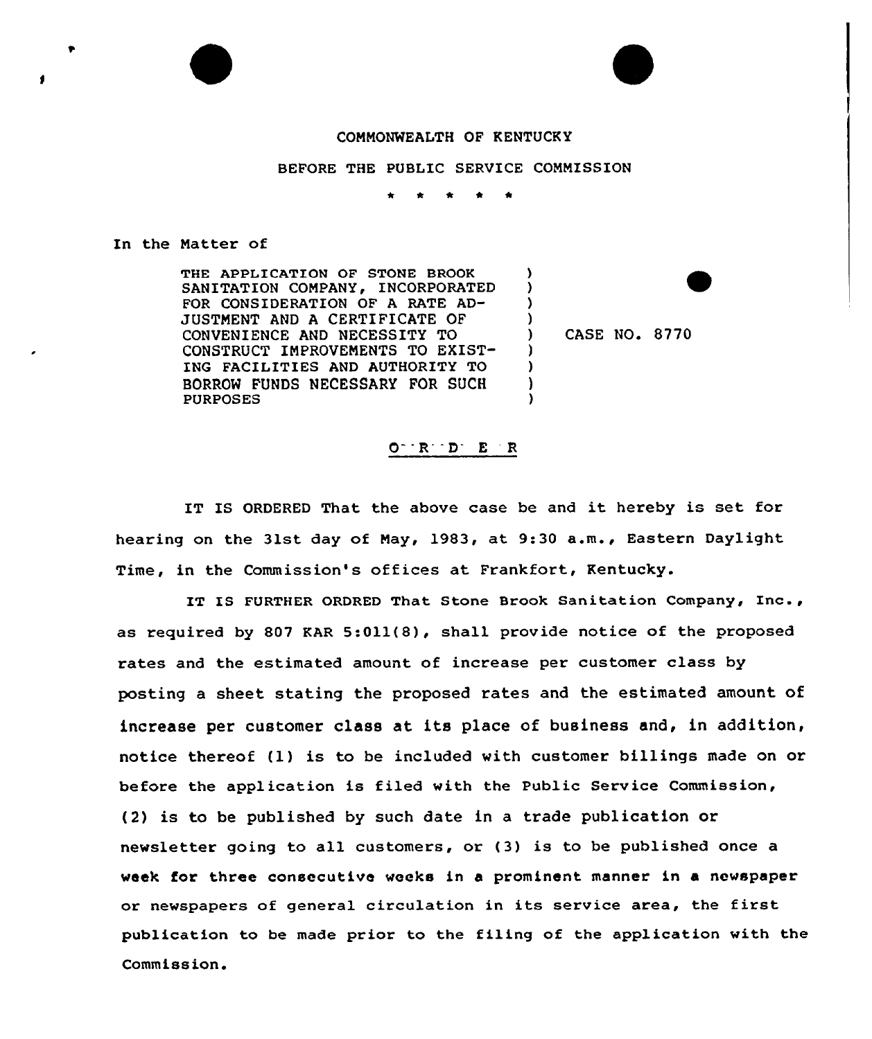COMMONWEALTH OF KENTUCKY

BEFORE THE PUBLIC SERVICE COMMISSION

\* \* \* \* \*

In the Matter of

| | | |
|---|---|---|
| THE APPLICATION OF STONE BROOK SANITATION COMPANY, INCORPORATED FOR CONSIDERATION OF A RATE ADJUSTMENT AND A CERTIFICATE OF CONVENIENCE AND NECESSITY TO CONSTRUCT IMPROVEMENTS TO EXISTING FACILITIES AND AUTHORITY TO BORROW FUNDS NECESSARY FOR SUCH PURPOSES | ) | CASE NO. 8770 |

O R D E R

IT IS ORDERED That the above case be and it hereby is set for hearing on the 31st day of May, 1983, at 9:30 a.m., Eastern Daylight Time, in the Commission's offices at Frankfort, Kentucky.

IT IS FURTHER ORDRED That Stone Brook Sanitation Company, Inc., as required by 807 KAR 5:011(8), shall provide notice of the proposed rates and the estimated amount of increase per customer class by posting a sheet stating the proposed rates and the estimated amount of increase per customer class at its place of business and, in addition, notice thereof (1) is to be included with customer billings made on or before the application is filed with the Public Service Commission, (2) is to be published by such date in a trade publication or newsletter going to all customers, or (3) is to be published once a week for three consecutive weeks in a prominent manner in a newspaper or newspapers of general circulation in its service area, the first publication to be made prior to the filing of the application with the Commission.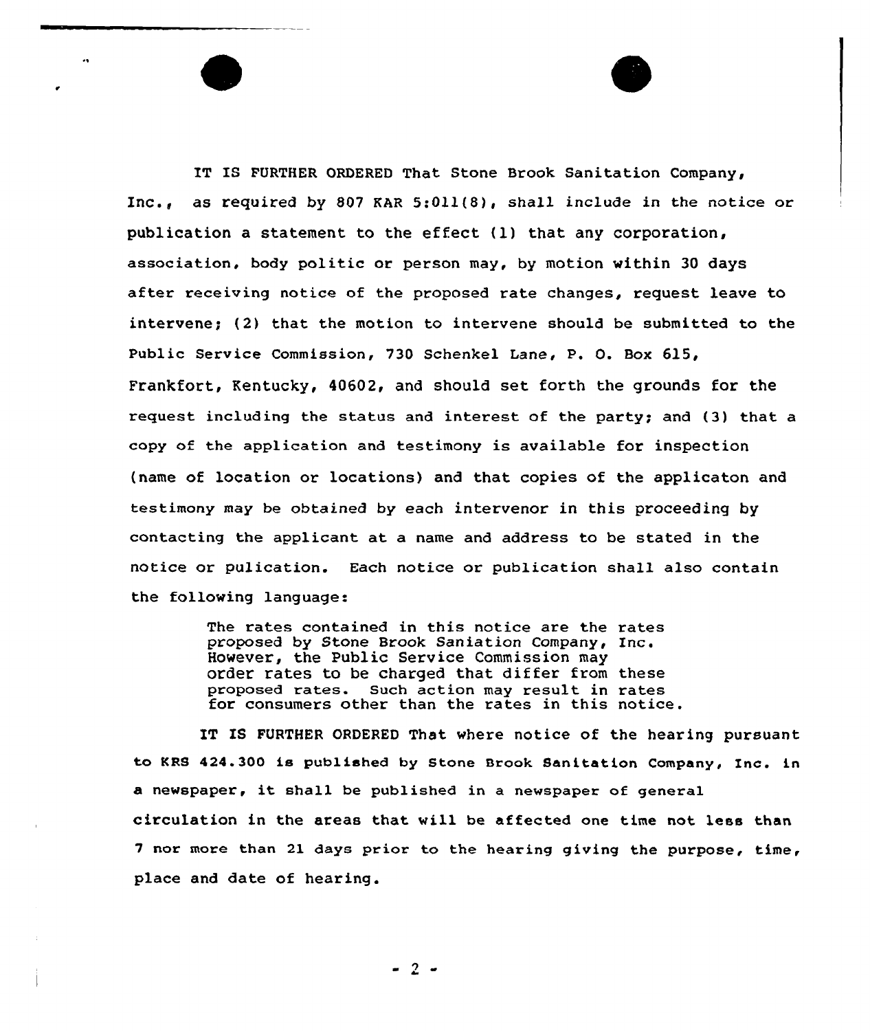IT IS FURTHER ORDERED That Stone Brook Sanitation Company, Inc., as required by 807 KAR 5:011(8), shall include in the notice or publication a statement to the effect (1) that any corporation, association, body politic or person may, by motion within 30 days after receiving notice of the proposed rate changes, request leave to intervene; (2) that the motion to intervene should be submitted to the Public Service Commission, 730 Schenkel Lane, P. O. Box 615, Frankfort, Kentucky, 40602, and should set forth the grounds for the request including the status and interest of the party; and (3) that a copy of the application and testimony is available for inspection (name of location or locations) and that copies of the applicaton and testimony may be obtained by each intervenor in this proceeding by contacting the applicant at a name and address to be stated in the notice or pulication. Each notice or publication shall also contain the following language:

> The rates contained in this notice are the rates proposed by Stone Brook Saniation Company, Inc. However, the Public Service Commission may order rates to be charged that differ from these proposed rates. Such action may result in rates for consumers other than the rates in this notice.

IT IS FURTHER ORDERED That where notice of the hearing pursuant to KRS 424.300 is published by Stone Brook Sanitation Company, Inc. in a newspaper, it shall be published in a newspaper of general circulation in the areas that will be affected one time not less than 7 nor more than 21 days prior to the hearing giving the purpose, time, place and date of hearing.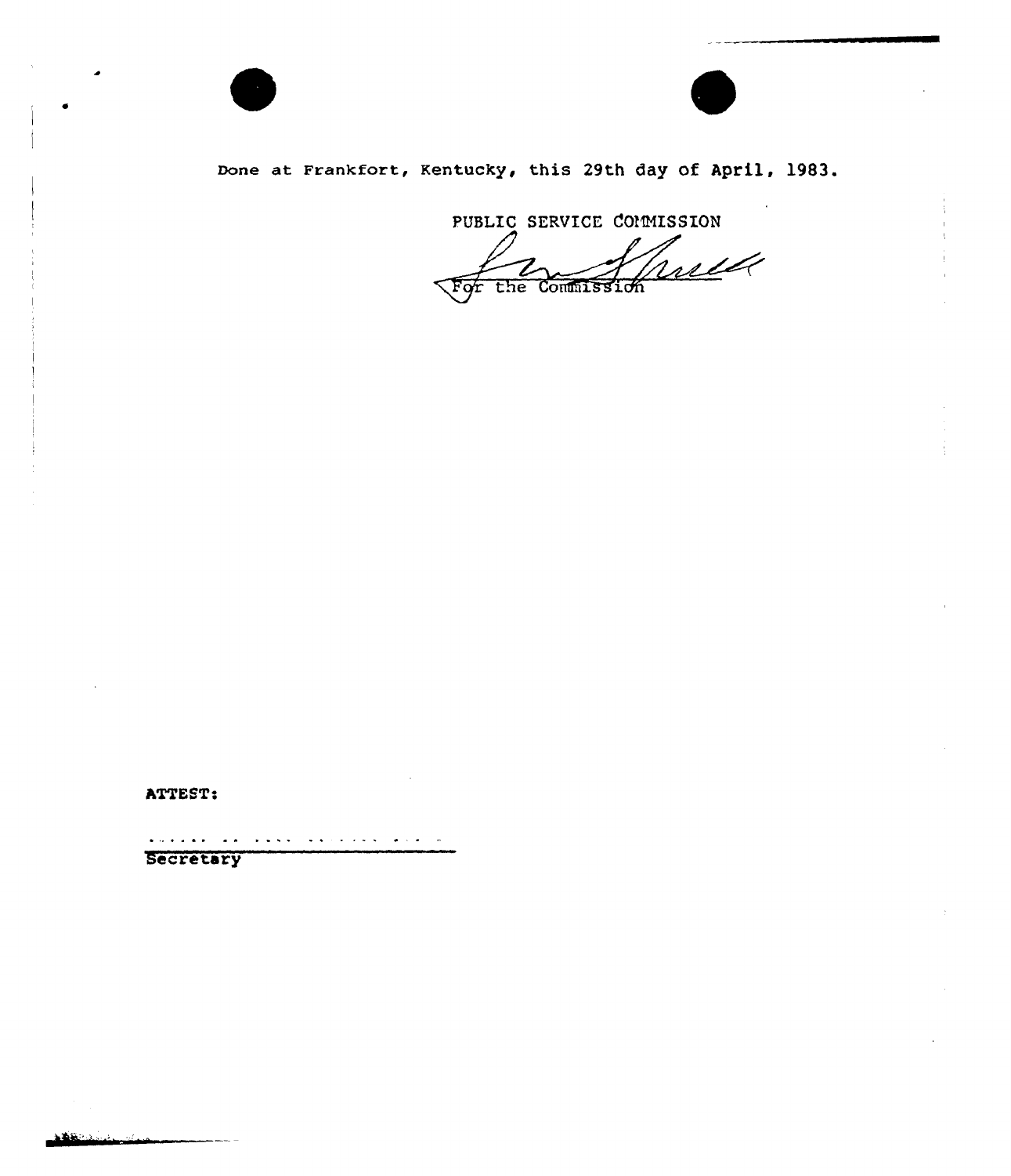Done at Frankfort, Kentucky, this 29th day of April, 1983.

PUBLIC SERVICE COMMISSION

For the Commission

ATTEST:

Secretary